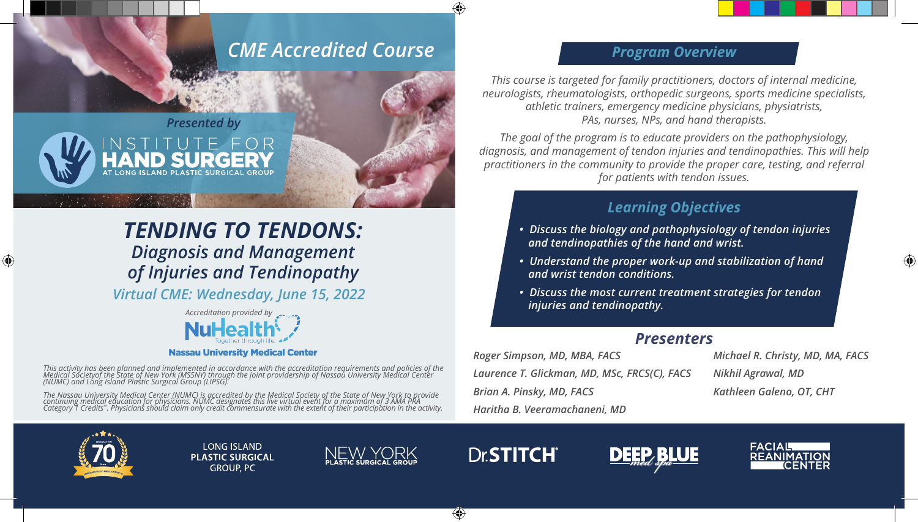## CME Accredited Course

*Presented by*

INSTITUTE FOR
**HAND SURGERY**
AT LONG ISLAND PLASTIC SURGICAL GROUP

# *TENDING TO TENDONS:*
## *Diagnosis and Management of Injuries and Tendinopathy*

*Virtual CME: Wednesday, June 15, 2022*

*Accreditation provided by*
NuHealth — Together through life
**Nassau University Medical Center**

*This activity has been planned and implemented in accordance with the accreditation requirements and policies of the Medical Societyof the State of New York (MSSNY) through the joint providership of Nassau University Medical Center (NUMC) and Long Island Plastic Surgical Group (LIPSG).*

*The Nassau University Medical Center (NUMC) is accredited by the Medical Society of the State of New York to provide continuing medical education for physicians. NUMC designates this live virtual event for a maximum of 3 AMA PRA Category 1 Credits™. Physicians should claim only credit commensurate with the extent of their participation in the activity.*

## *Program Overview*

*This course is targeted for family practitioners, doctors of internal medicine, neurologists, rheumatologists, orthopedic surgeons, sports medicine specialists, athletic trainers, emergency medicine physicians, physiatrists, PAs, nurses, NPs, and hand therapists.*

*The goal of the program is to educate providers on the pathophysiology, diagnosis, and management of tendon injuries and tendinopathies. This will help practitioners in the community to provide the proper care, testing, and referral for patients with tendon issues.*

## *Learning Objectives*

- ***Discuss the biology and pathophysiology of tendon injuries and tendinopathies of the hand and wrist.***
- ***Understand the proper work-up and stabilization of hand and wrist tendon conditions.***
- ***Discuss the most current treatment strategies for tendon injuries and tendinopathy.***

## *Presenters*

*Roger Simpson, MD, MBA, FACS*
*Laurence T. Glickman, MD, MSc, FRCS(C), FACS*
*Brian A. Pinsky, MD, FACS*
*Haritha B. Veeramachaneni, MD*
*Michael R. Christy, MD, MA, FACS*
*Nikhil Agrawal, MD*
*Kathleen Galeno, OT, CHT*

70 Years

LONG ISLAND PLASTIC SURGICAL GROUP, PC

NEW YORK PLASTIC SURGICAL GROUP

Dr.STITCH®

DEEP BLUE med spa

FACIAL REANIMATION CENTER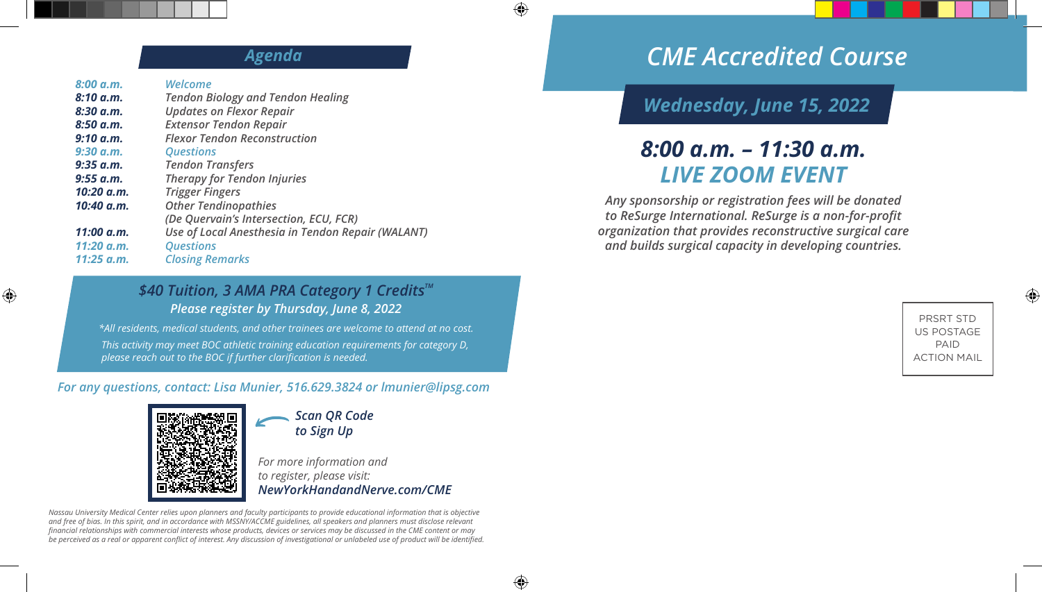## Agenda

| | |
|---|---|
| 8:00 a.m. | Welcome |
| 8:10 a.m. | Tendon Biology and Tendon Healing |
| 8:30 a.m. | Updates on Flexor Repair |
| 8:50 a.m. | Extensor Tendon Repair |
| 9:10 a.m. | Flexor Tendon Reconstruction |
| 9:30 a.m. | Questions |
| 9:35 a.m. | Tendon Transfers |
| 9:55 a.m. | Therapy for Tendon Injuries |
| 10:20 a.m. | Trigger Fingers |
| 10:40 a.m. | Other Tendinopathies (De Quervain's Intersection, ECU, FCR) |
| 11:00 a.m. | Use of Local Anesthesia in Tendon Repair (WALANT) |
| 11:20 a.m. | Questions |
| 11:25 a.m. | Closing Remarks |

### $40 Tuition, 3 AMA PRA Category 1 Credits™

**Please register by Thursday, June 8, 2022**

*All residents, medical students, and other trainees are welcome to attend at no cost.

*This activity may meet BOC athletic training education requirements for category D, please reach out to the BOC if further clarification is needed.*

*For any questions, contact: Lisa Munier, 516.629.3824 or lmunier@lipsg.com*

Scan QR Code to Sign Up

For more information and to register, please visit:
**NewYorkHandandNerve.com/CME**

*Nassau University Medical Center relies upon planners and faculty participants to provide educational information that is objective and free of bias. In this spirit, and in accordance with MSSNY/ACCME guidelines, all speakers and planners must disclose relevant financial relationships with commercial interests whose products, devices or services may be discussed in the CME content or may be perceived as a real or apparent conflict of interest. Any discussion of investigational or unlabeled use of product will be identified.*

# CME Accredited Course

## Wednesday, June 15, 2022

## 8:00 a.m. – 11:30 a.m.

## LIVE ZOOM EVENT

*Any sponsorship or registration fees will be donated to ReSurge International. ReSurge is a non-for-profit organization that provides reconstructive surgical care and builds surgical capacity in developing countries.*

PRSRT STD
US POSTAGE
PAID
ACTION MAIL